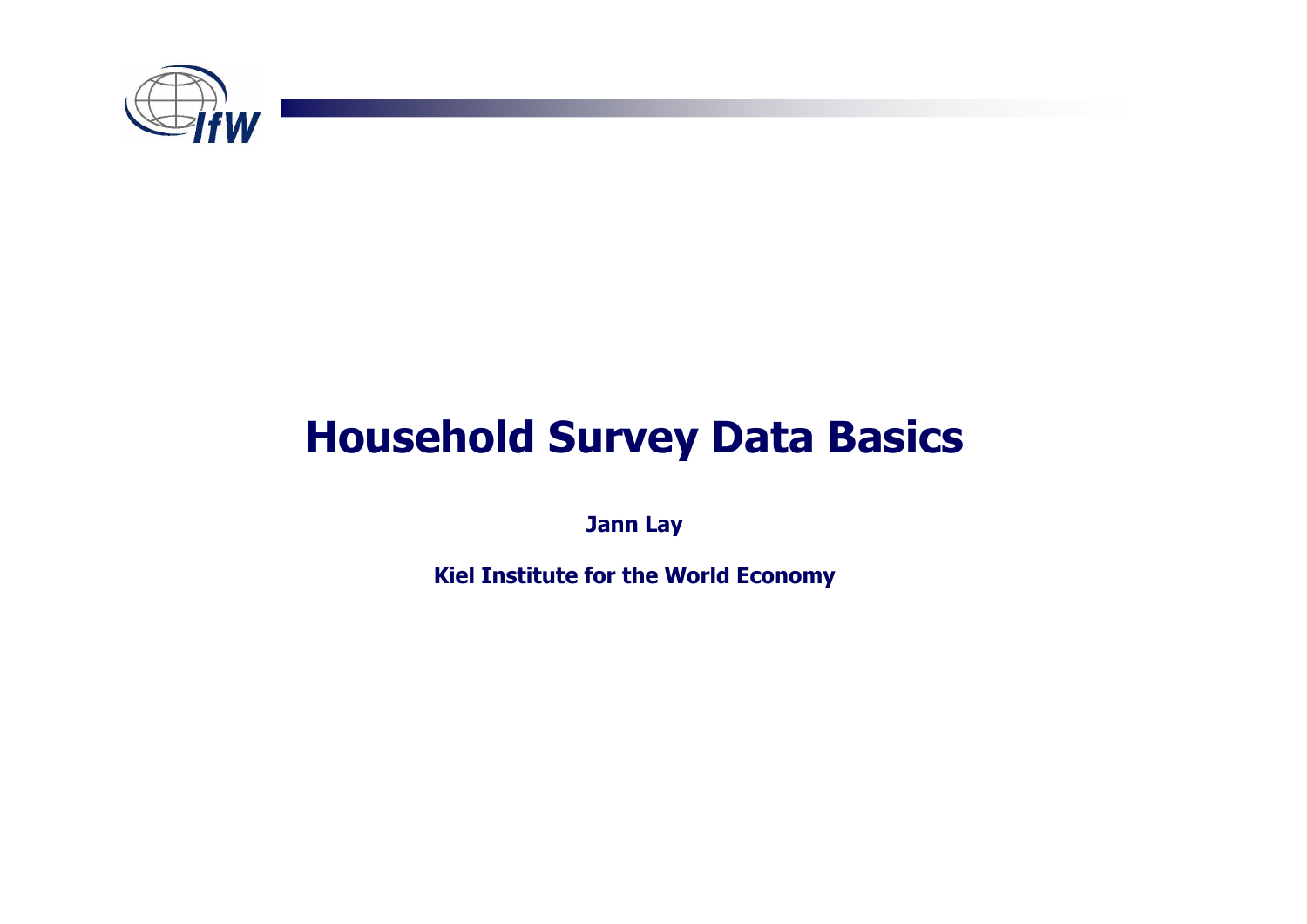# Household Survey Data Basics

**Jann Lay**

**Kiel Institute for the World Economy**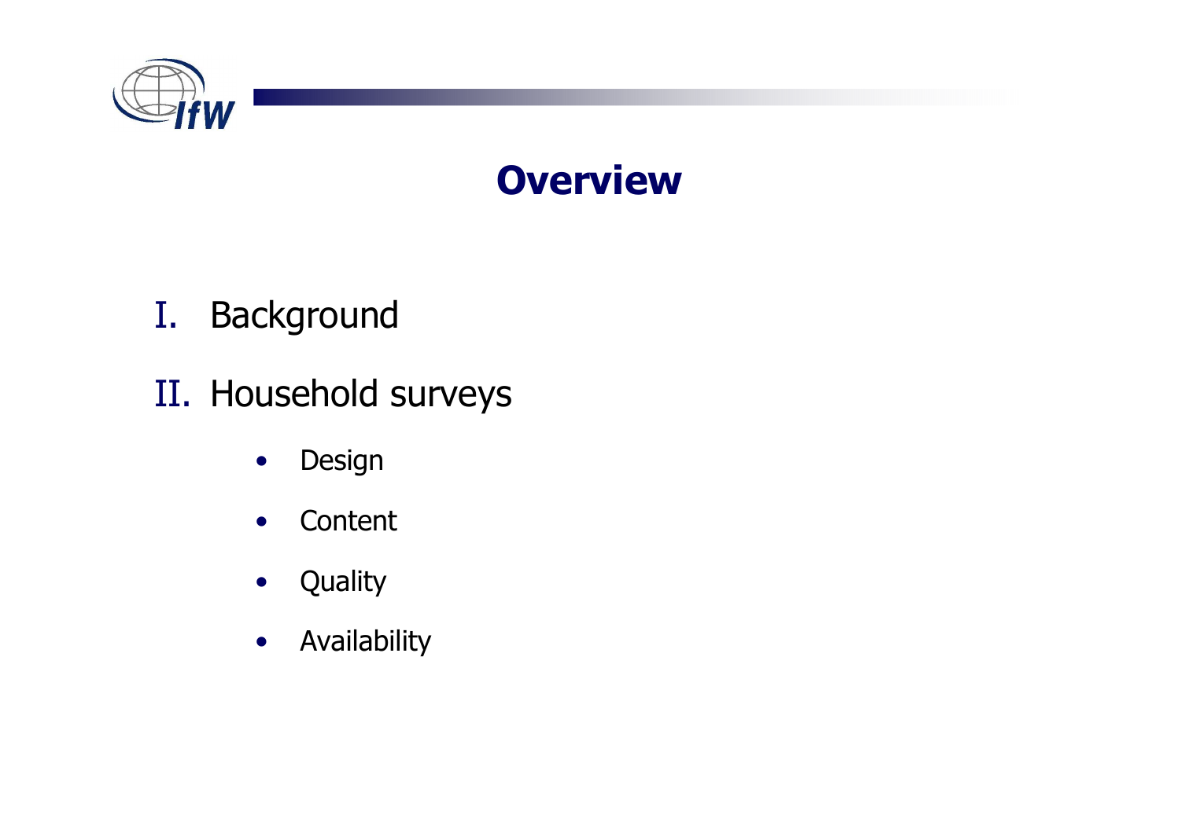# Overview

I. Background

II. Household surveys

- Design
- Content
- Quality
- Availability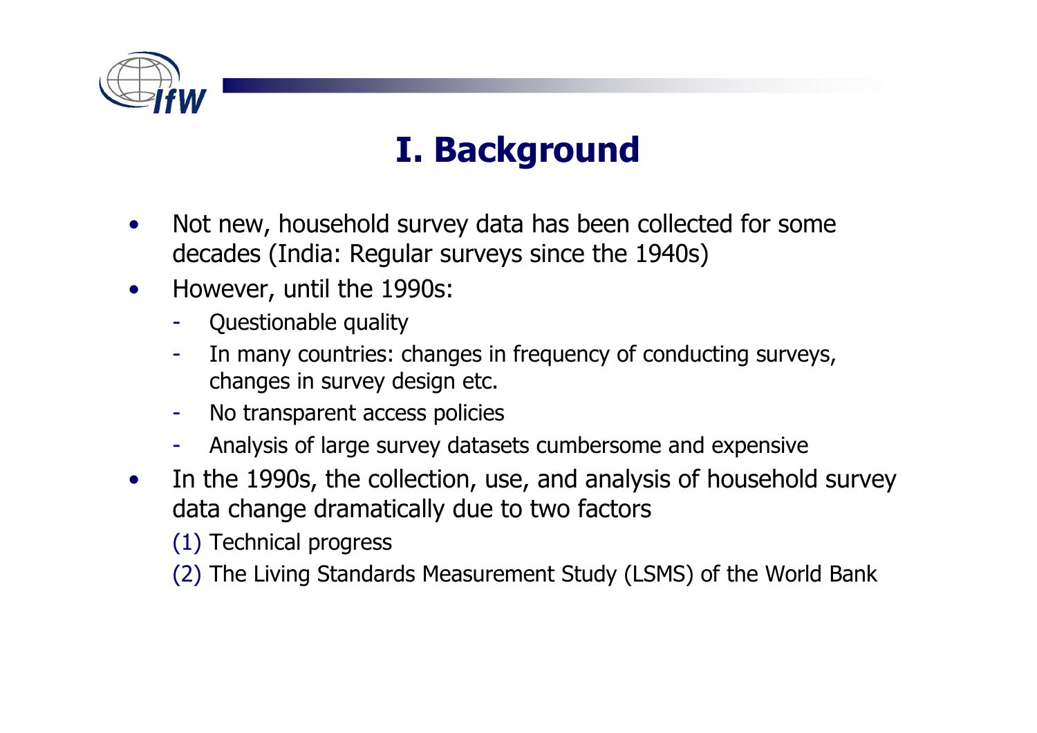# I. Background

- Not new, household survey data has been collected for some decades (India: Regular surveys since the 1940s)
- However, until the 1990s:
  - Questionable quality
  - In many countries: changes in frequency of conducting surveys, changes in survey design etc.
  - No transparent access policies
  - Analysis of large survey datasets cumbersome and expensive
- In the 1990s, the collection, use, and analysis of household survey data change dramatically due to two factors

  (1) Technical progress

  (2) The Living Standards Measurement Study (LSMS) of the World Bank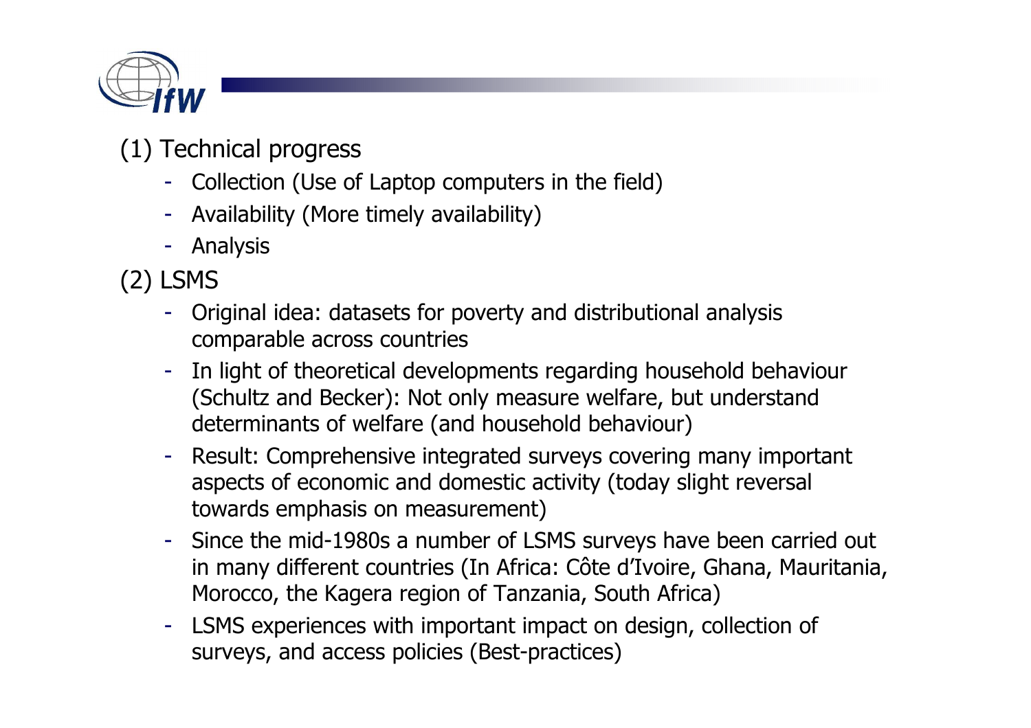(1) Technical progress

- Collection (Use of Laptop computers in the field)
- Availability (More timely availability)
- Analysis

(2) LSMS

- Original idea: datasets for poverty and distributional analysis comparable across countries
- In light of theoretical developments regarding household behaviour (Schultz and Becker): Not only measure welfare, but understand determinants of welfare (and household behaviour)
- Result: Comprehensive integrated surveys covering many important aspects of economic and domestic activity (today slight reversal towards emphasis on measurement)
- Since the mid-1980s a number of LSMS surveys have been carried out in many different countries (In Africa: Côte d'Ivoire, Ghana, Mauritania, Morocco, the Kagera region of Tanzania, South Africa)
- LSMS experiences with important impact on design, collection of surveys, and access policies (Best-practices)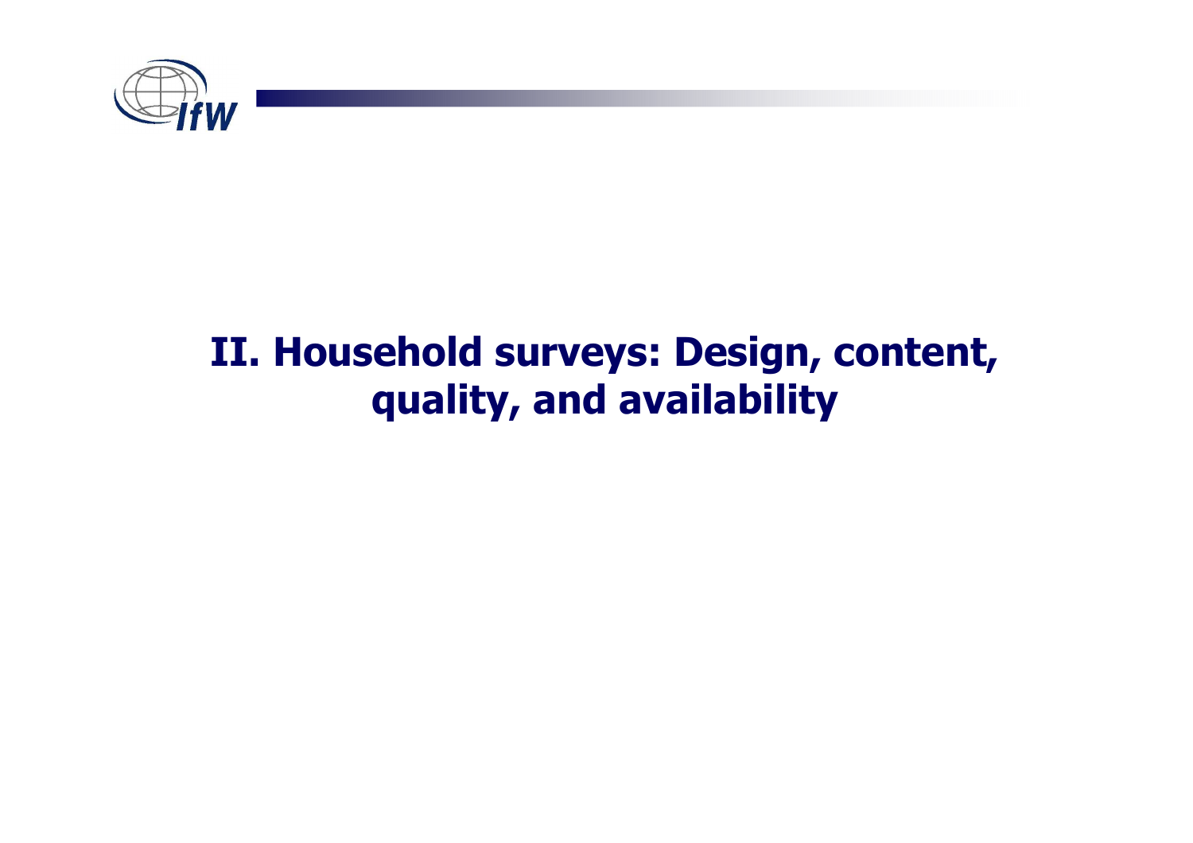# II. Household surveys: Design, content, quality, and availability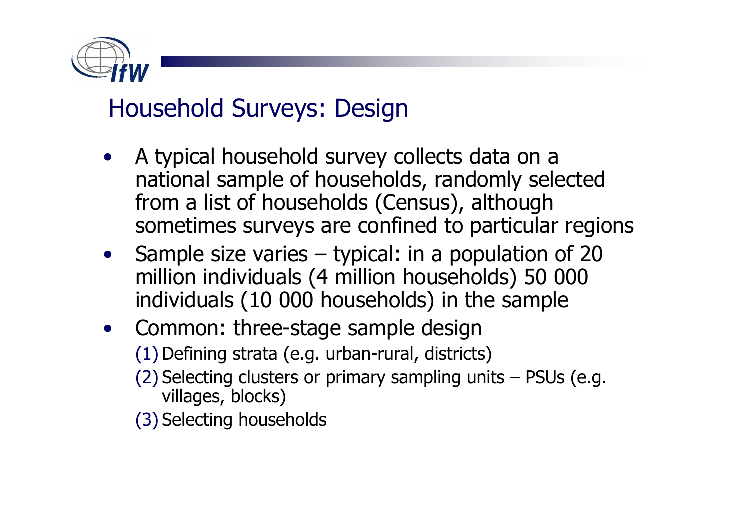# Household Surveys: Design

- A typical household survey collects data on a national sample of households, randomly selected from a list of households (Census), although sometimes surveys are confined to particular regions
- Sample size varies – typical: in a population of 20 million individuals (4 million households) 50 000 individuals (10 000 households) in the sample
- Common: three-stage sample design
  (1) Defining strata (e.g. urban-rural, districts)
  (2) Selecting clusters or primary sampling units – PSUs (e.g. villages, blocks)
  (3) Selecting households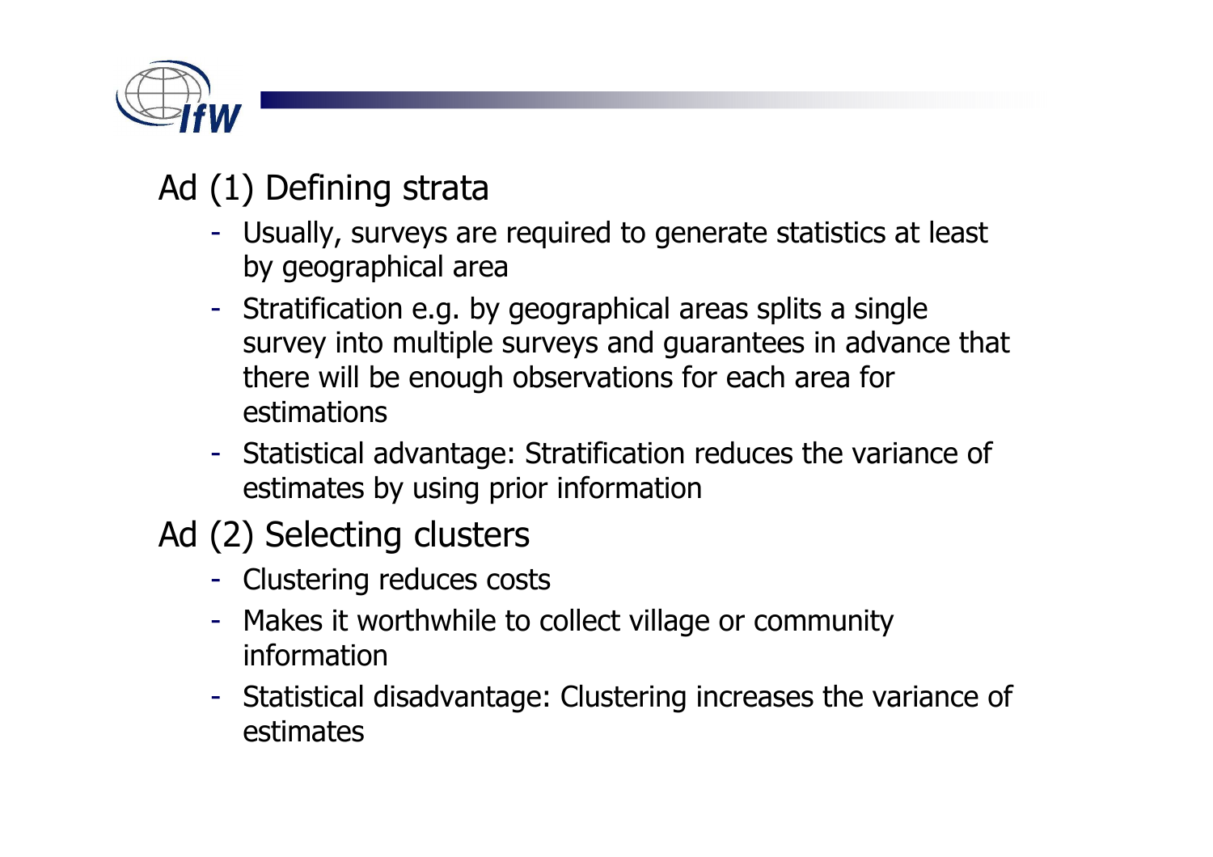## Ad (1) Defining strata

- Usually, surveys are required to generate statistics at least by geographical area
- Stratification e.g. by geographical areas splits a single survey into multiple surveys and guarantees in advance that there will be enough observations for each area for estimations
- Statistical advantage: Stratification reduces the variance of estimates by using prior information

## Ad (2) Selecting clusters

- Clustering reduces costs
- Makes it worthwhile to collect village or community information
- Statistical disadvantage: Clustering increases the variance of estimates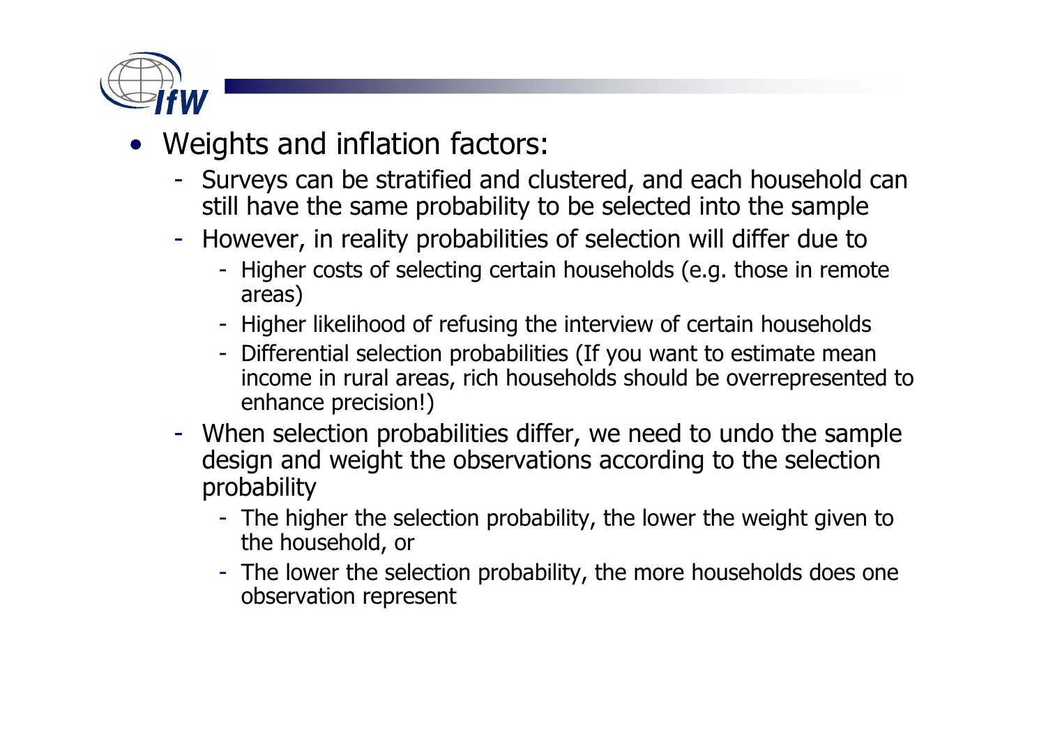- Weights and inflation factors:
  - Surveys can be stratified and clustered, and each household can still have the same probability to be selected into the sample
  - However, in reality probabilities of selection will differ due to
    - Higher costs of selecting certain households (e.g. those in remote areas)
    - Higher likelihood of refusing the interview of certain households
    - Differential selection probabilities (If you want to estimate mean income in rural areas, rich households should be overrepresented to enhance precision!)
  - When selection probabilities differ, we need to undo the sample design and weight the observations according to the selection probability
    - The higher the selection probability, the lower the weight given to the household, or
    - The lower the selection probability, the more households does one observation represent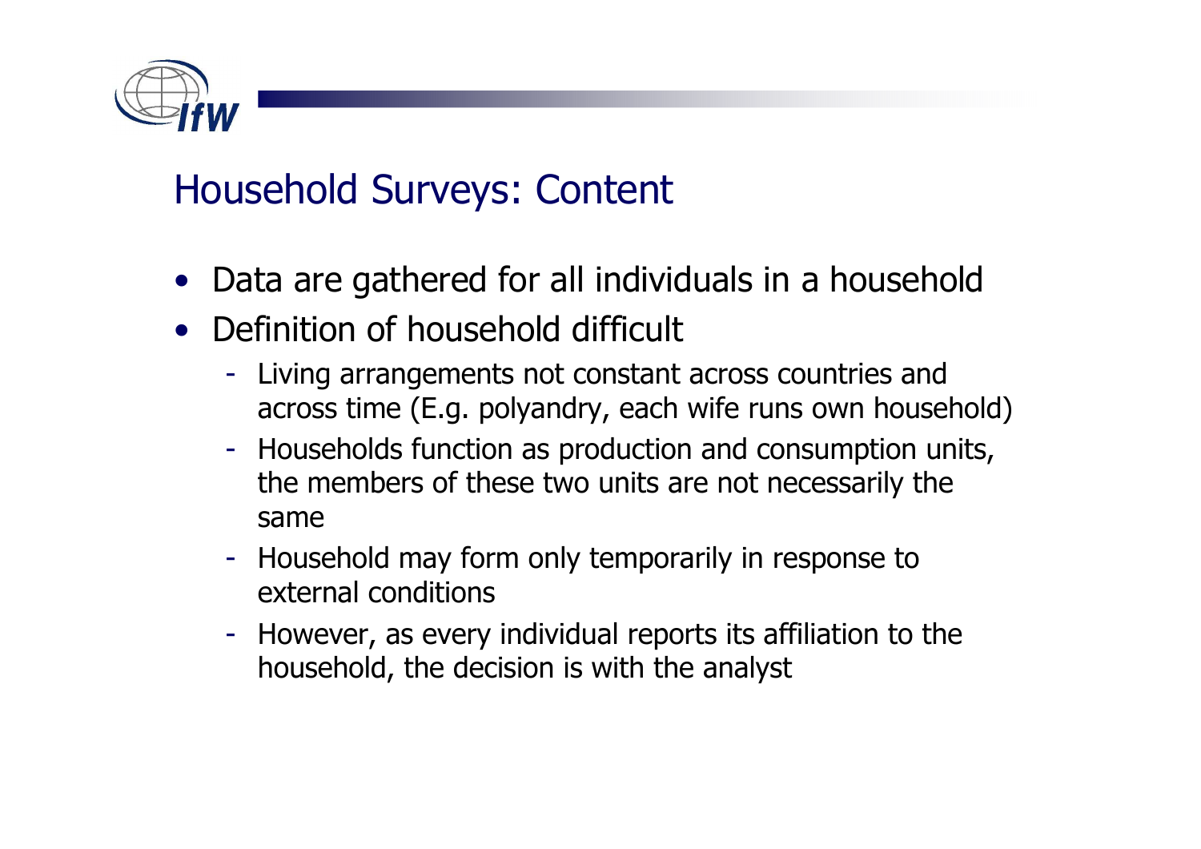# Household Surveys: Content

- Data are gathered for all individuals in a household
- Definition of household difficult
  - Living arrangements not constant across countries and across time (E.g. polyandry, each wife runs own household)
  - Households function as production and consumption units, the members of these two units are not necessarily the same
  - Household may form only temporarily in response to external conditions
  - However, as every individual reports its affiliation to the household, the decision is with the analyst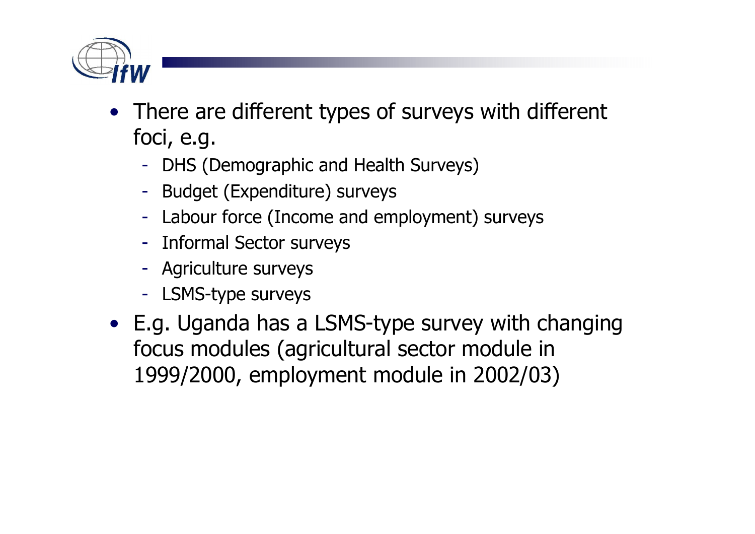- There are different types of surveys with different foci, e.g.
  - DHS (Demographic and Health Surveys)
  - Budget (Expenditure) surveys
  - Labour force (Income and employment) surveys
  - Informal Sector surveys
  - Agriculture surveys
  - LSMS-type surveys
- E.g. Uganda has a LSMS-type survey with changing focus modules (agricultural sector module in 1999/2000, employment module in 2002/03)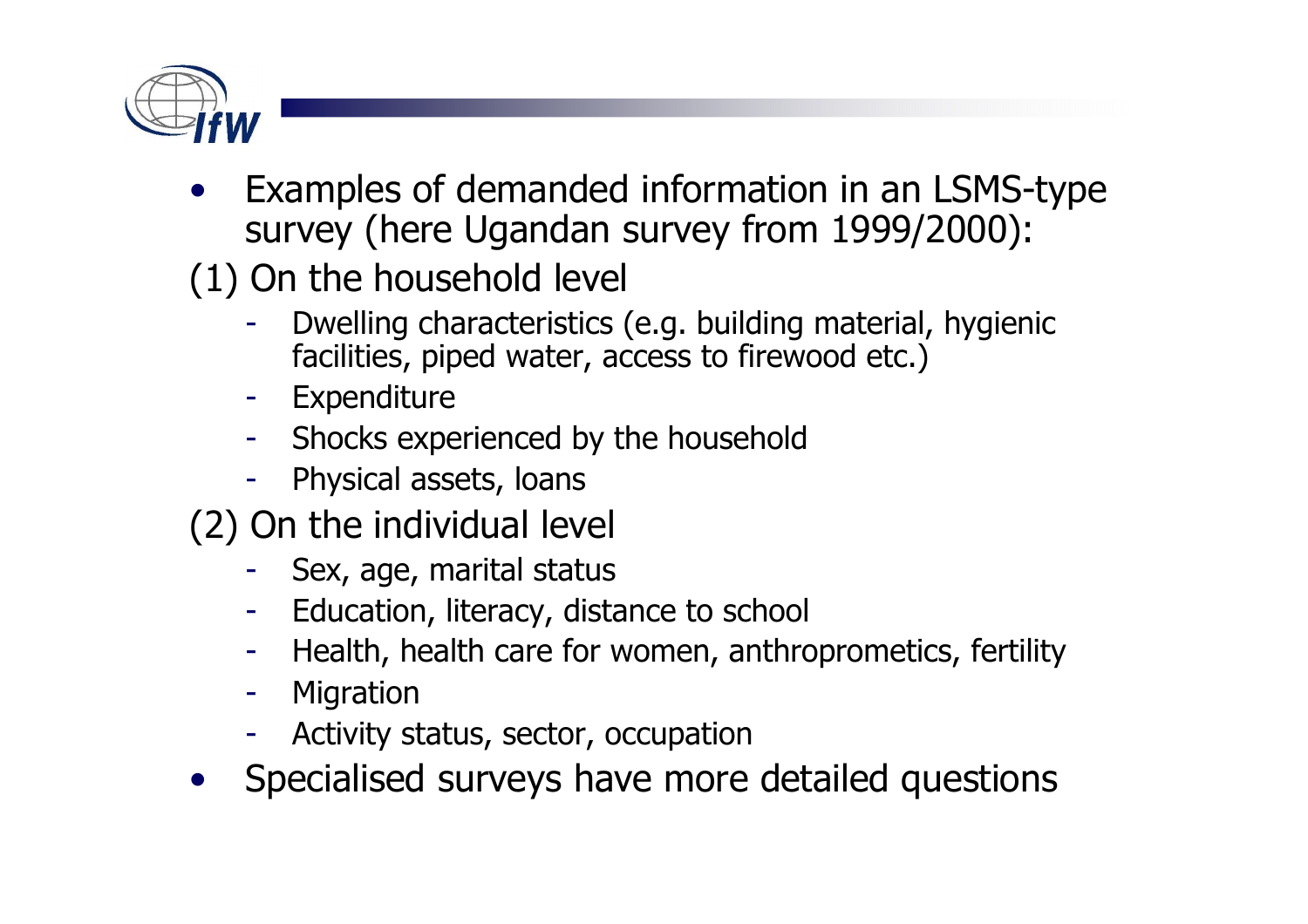- Examples of demanded information in an LSMS-type survey (here Ugandan survey from 1999/2000):

(1) On the household level

  - Dwelling characteristics (e.g. building material, hygienic facilities, piped water, access to firewood etc.)
  - Expenditure
  - Shocks experienced by the household
  - Physical assets, loans

(2) On the individual level

  - Sex, age, marital status
  - Education, literacy, distance to school
  - Health, health care for women, anthroprometics, fertility
  - Migration
  - Activity status, sector, occupation

- Specialised surveys have more detailed questions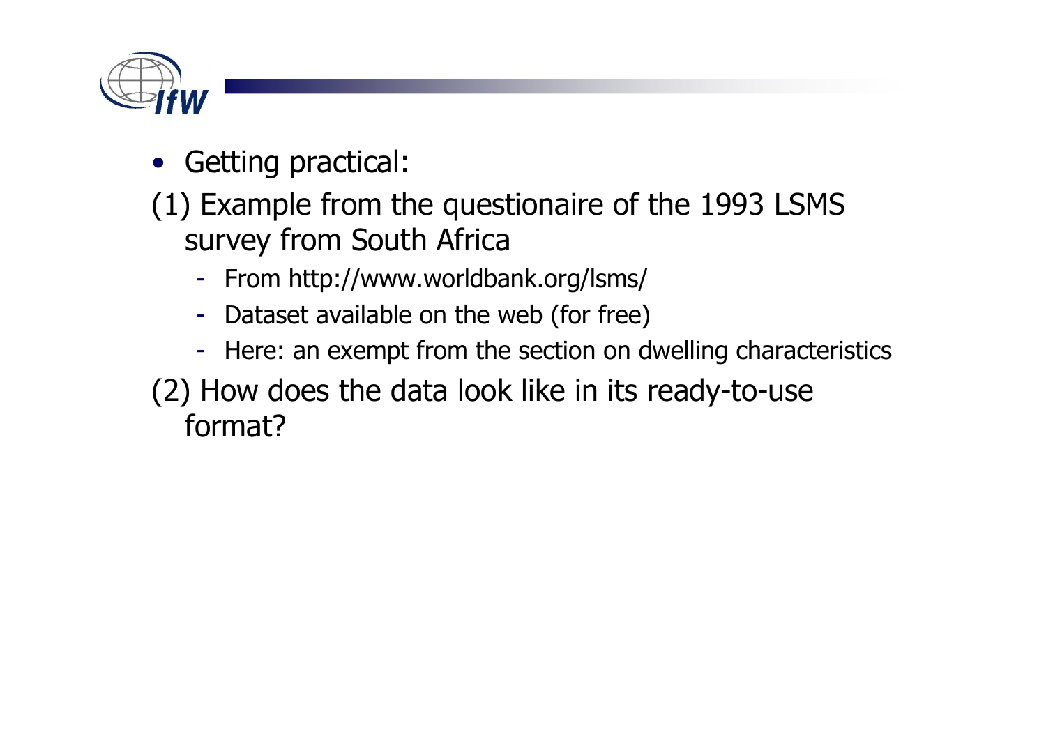- Getting practical:

(1) Example from the questionaire of the 1993 LSMS survey from South Africa

  - From http://www.worldbank.org/lsms/
  - Dataset available on the web (for free)
  - Here: an exempt from the section on dwelling characteristics

(2) How does the data look like in its ready-to-use format?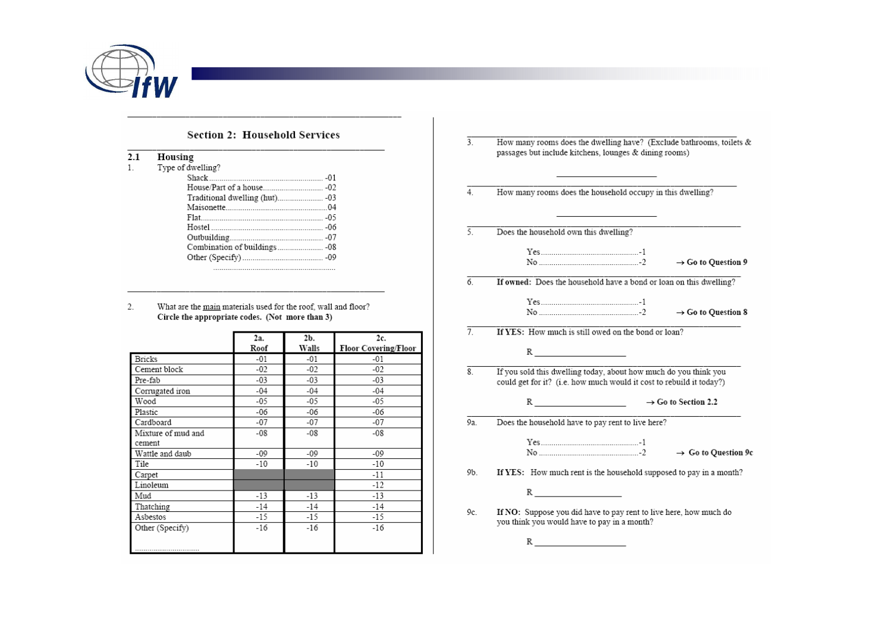## Section 2: Household Services

### 2.1 Housing

1. Type of dwelling?

   - Shack ........................................................ -01
   - House/Part of a house............................. -02
   - Traditional dwelling (hut)...................... -03
   - Maisonette...............................................04
   - Flat.......................................................... -05
   - Hostel ..................................................... -06
   - Outbuilding............................................. -07
   - Combination of buildings...................... -08
   - Other (Specify) ....................................... -09

   ..........................................................

2. What are the main materials used for the roof, wall and floor? **Circle the appropriate codes. (Not more than 3)**

| | 2a. Roof | 2b. Walls | 2c. Floor Covering/Floor |
|---|---|---|---|
| Bricks | -01 | -01 | -01 |
| Cement block | -02 | -02 | -02 |
| Pre-fab | -03 | -03 | -03 |
| Corrugated iron | -04 | -04 | -04 |
| Wood | -05 | -05 | -05 |
| Plastic | -06 | -06 | -06 |
| Cardboard | -07 | -07 | -07 |
| Mixture of mud and cement | -08 | -08 | -08 |
| Wattle and daub | -09 | -09 | -09 |
| Tile | -10 | -10 | -10 |
| Carpet | | | -11 |
| Linoleum | | | -12 |
| Mud | -13 | -13 | -13 |
| Thatching | -14 | -14 | -14 |
| Asbestos | -15 | -15 | -15 |
| Other (Specify) ............................... | -16 | -16 | -16 |

3. How many rooms does the dwelling have? (Exclude bathrooms, toilets & passages but include kitchens, lounges & dining rooms)

   ____________________

4. How many rooms does the household occupy in this dwelling?

   ____________________

5. Does the household own this dwelling?

   - Yes................................................-1
   - No .................................................-2 → **Go to Question 9**

6. **If owned:** Does the household have a bond or loan on this dwelling?

   - Yes................................................-1
   - No .................................................-2 → **Go to Question 8**

7. **If YES:** How much is still owed on the bond or loan?

   R ____________________

8. If you sold this dwelling today, about how much do you think you could get for it? (i.e. how much would it cost to rebuild it today?)

   R ____________________ → **Go to Section 2.2**

9a. Does the household have to pay rent to live here?

   - Yes................................................-1
   - No .................................................-2 → **Go to Question 9c**

9b. **If YES:** How much rent is the household supposed to pay in a month?

   R ____________________

9c. **If NO:** Suppose you did have to pay rent to live here, how much do you think you would have to pay in a month?

   R ____________________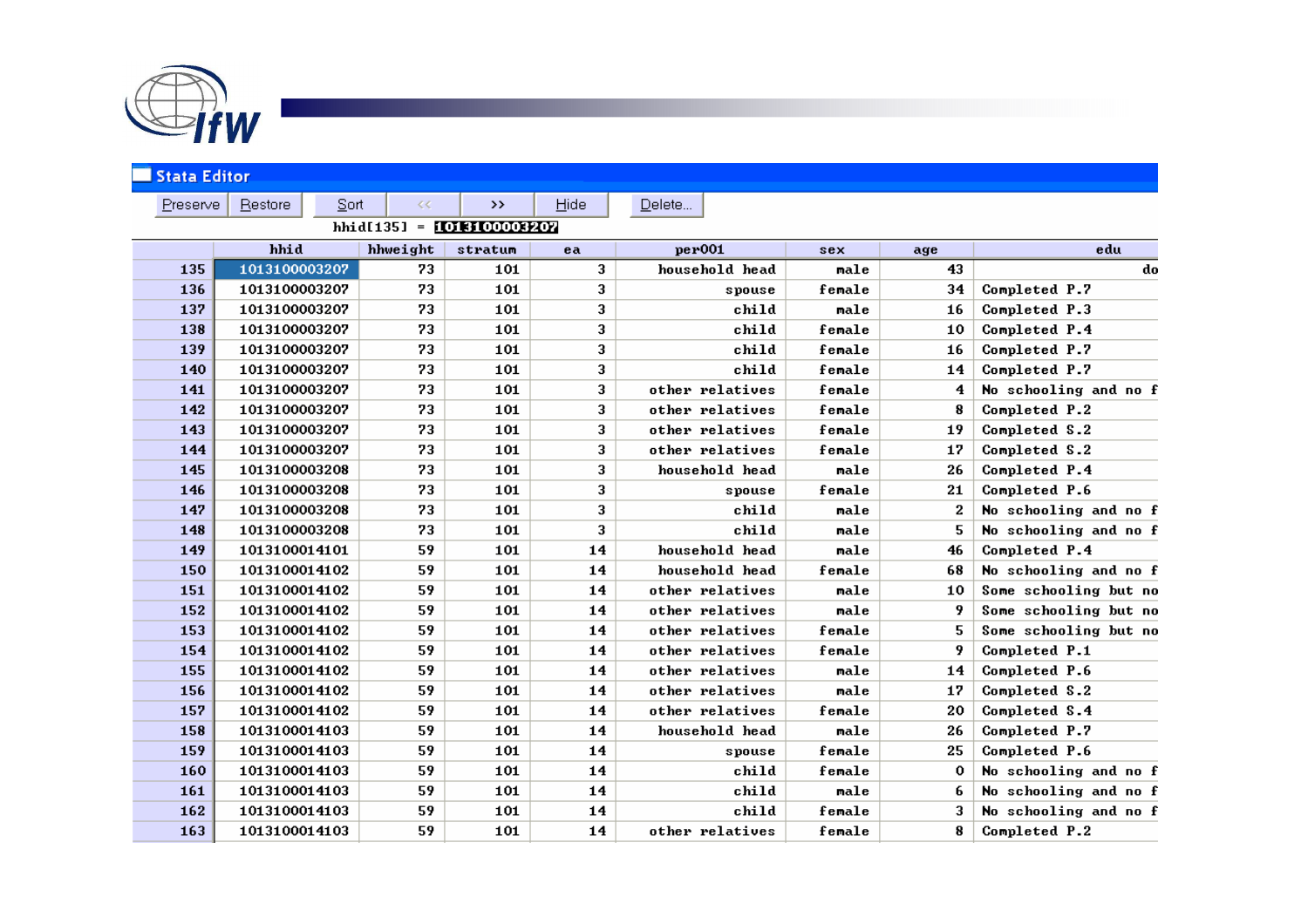**Stata Editor**

Preserve | Restore | Sort | << | >> | Hide | Delete...

hhid[135] = 1013100003207

| | hhid | hhweight | stratum | ea | per001 | sex | age | edu |
|---|---|---|---|---|---|---|---|---|
| 135 | 1013100003207 | 73 | 101 | 3 | household head | male | 43 | do |
| 136 | 1013100003207 | 73 | 101 | 3 | spouse | female | 34 | Completed P.7 |
| 137 | 1013100003207 | 73 | 101 | 3 | child | male | 16 | Completed P.3 |
| 138 | 1013100003207 | 73 | 101 | 3 | child | female | 10 | Completed P.4 |
| 139 | 1013100003207 | 73 | 101 | 3 | child | female | 16 | Completed P.7 |
| 140 | 1013100003207 | 73 | 101 | 3 | child | female | 14 | Completed P.7 |
| 141 | 1013100003207 | 73 | 101 | 3 | other relatives | female | 4 | No schooling and no f |
| 142 | 1013100003207 | 73 | 101 | 3 | other relatives | female | 8 | Completed P.2 |
| 143 | 1013100003207 | 73 | 101 | 3 | other relatives | female | 19 | Completed S.2 |
| 144 | 1013100003207 | 73 | 101 | 3 | other relatives | female | 17 | Completed S.2 |
| 145 | 1013100003208 | 73 | 101 | 3 | household head | male | 26 | Completed P.4 |
| 146 | 1013100003208 | 73 | 101 | 3 | spouse | female | 21 | Completed P.6 |
| 147 | 1013100003208 | 73 | 101 | 3 | child | male | 2 | No schooling and no f |
| 148 | 1013100003208 | 73 | 101 | 3 | child | male | 5 | No schooling and no f |
| 149 | 1013100014101 | 59 | 101 | 14 | household head | male | 46 | Completed P.4 |
| 150 | 1013100014102 | 59 | 101 | 14 | household head | female | 68 | No schooling and no f |
| 151 | 1013100014102 | 59 | 101 | 14 | other relatives | male | 10 | Some schooling but no |
| 152 | 1013100014102 | 59 | 101 | 14 | other relatives | male | 9 | Some schooling but no |
| 153 | 1013100014102 | 59 | 101 | 14 | other relatives | female | 5 | Some schooling but no |
| 154 | 1013100014102 | 59 | 101 | 14 | other relatives | female | 9 | Completed P.1 |
| 155 | 1013100014102 | 59 | 101 | 14 | other relatives | male | 14 | Completed P.6 |
| 156 | 1013100014102 | 59 | 101 | 14 | other relatives | male | 17 | Completed S.2 |
| 157 | 1013100014102 | 59 | 101 | 14 | other relatives | female | 20 | Completed S.4 |
| 158 | 1013100014103 | 59 | 101 | 14 | household head | male | 26 | Completed P.7 |
| 159 | 1013100014103 | 59 | 101 | 14 | spouse | female | 25 | Completed P.6 |
| 160 | 1013100014103 | 59 | 101 | 14 | child | female | 0 | No schooling and no f |
| 161 | 1013100014103 | 59 | 101 | 14 | child | male | 6 | No schooling and no f |
| 162 | 1013100014103 | 59 | 101 | 14 | child | female | 3 | No schooling and no f |
| 163 | 1013100014103 | 59 | 101 | 14 | other relatives | female | 8 | Completed P.2 |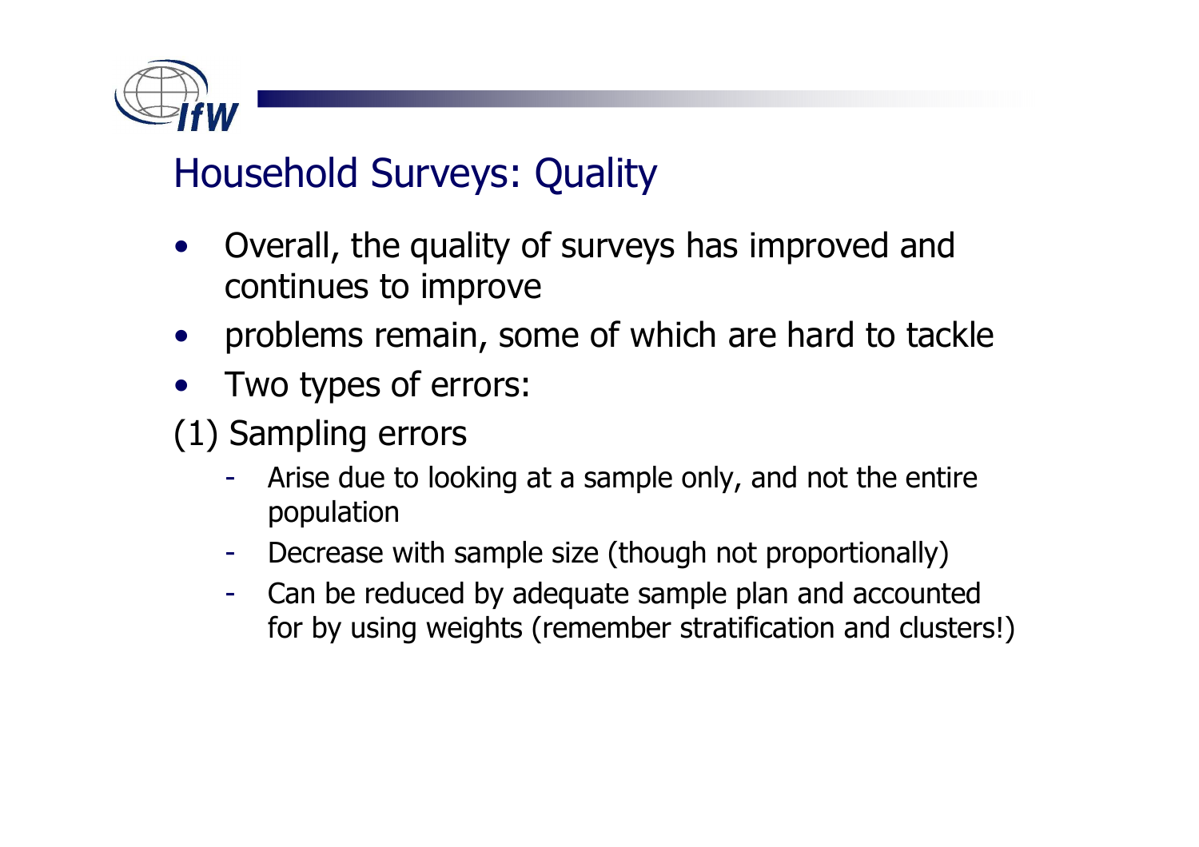## Household Surveys: Quality

- Overall, the quality of surveys has improved and continues to improve
- problems remain, some of which are hard to tackle
- Two types of errors:

(1) Sampling errors

- Arise due to looking at a sample only, and not the entire population
- Decrease with sample size (though not proportionally)
- Can be reduced by adequate sample plan and accounted for by using weights (remember stratification and clusters!)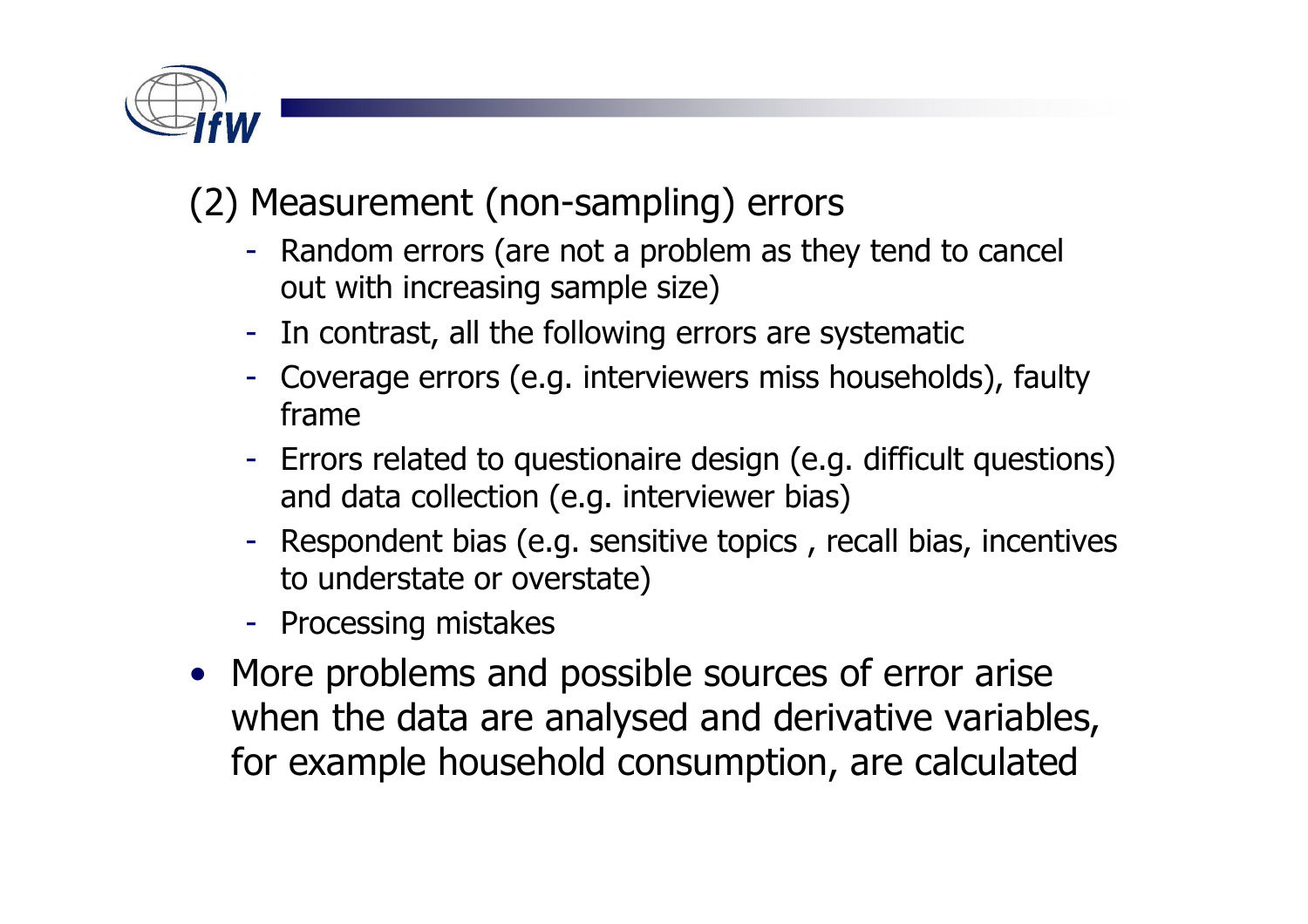## (2) Measurement (non-sampling) errors

- Random errors (are not a problem as they tend to cancel out with increasing sample size)
- In contrast, all the following errors are systematic
- Coverage errors (e.g. interviewers miss households), faulty frame
- Errors related to questionaire design (e.g. difficult questions) and data collection (e.g. interviewer bias)
- Respondent bias (e.g. sensitive topics , recall bias, incentives to understate or overstate)
- Processing mistakes

- More problems and possible sources of error arise when the data are analysed and derivative variables, for example household consumption, are calculated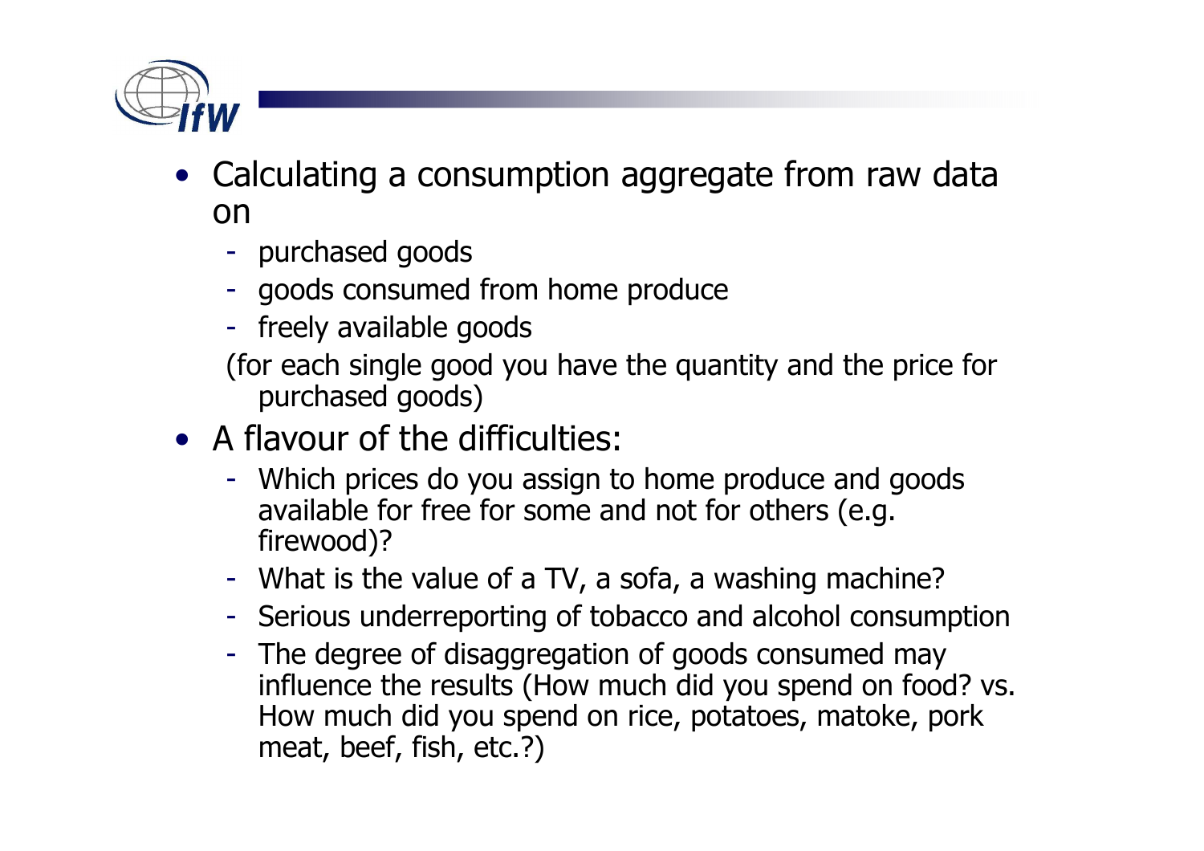- Calculating a consumption aggregate from raw data on
  - purchased goods
  - goods consumed from home produce
  - freely available goods

  (for each single good you have the quantity and the price for purchased goods)

- A flavour of the difficulties:
  - Which prices do you assign to home produce and goods available for free for some and not for others (e.g. firewood)?
  - What is the value of a TV, a sofa, a washing machine?
  - Serious underreporting of tobacco and alcohol consumption
  - The degree of disaggregation of goods consumed may influence the results (How much did you spend on food? vs. How much did you spend on rice, potatoes, matoke, pork meat, beef, fish, etc.?)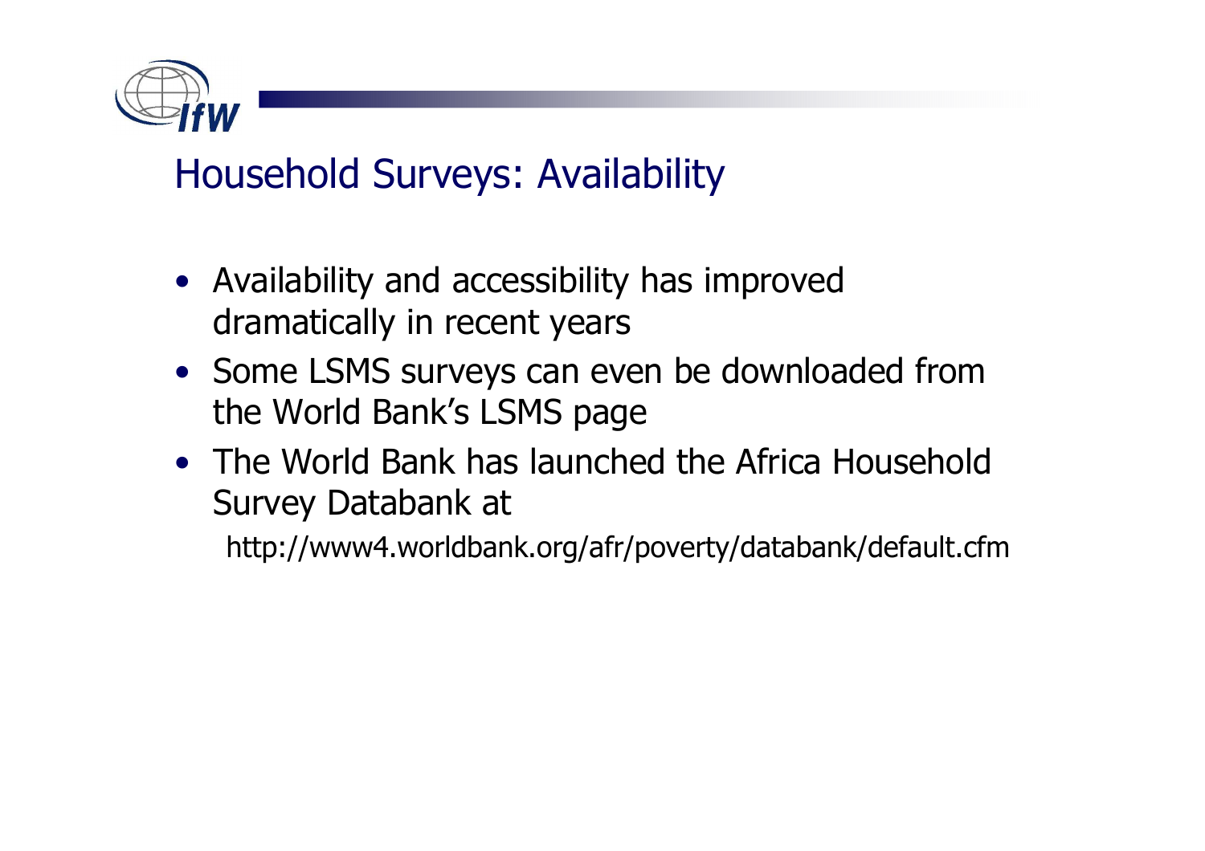# Household Surveys: Availability

- Availability and accessibility has improved dramatically in recent years
- Some LSMS surveys can even be downloaded from the World Bank's LSMS page
- The World Bank has launched the Africa Household Survey Databank at

  http://www4.worldbank.org/afr/poverty/databank/default.cfm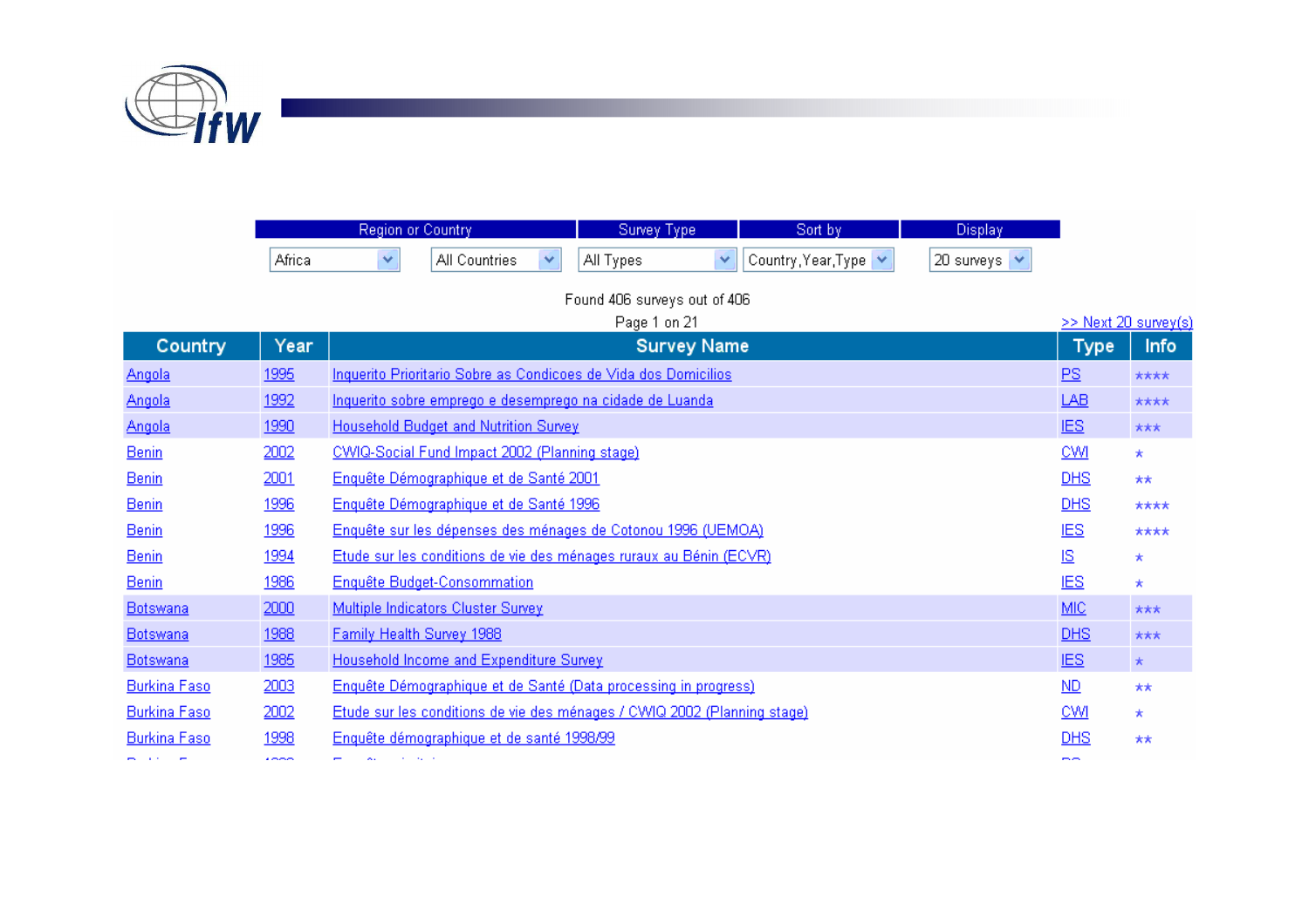| Region or Country | | Survey Type | Sort by | Display |
|---|---|---|---|---|
| Africa | All Countries | All Types | Country,Year,Type | 20 surveys |

Found 406 surveys out of 406

Page 1 on 21

>> Next 20 survey(s)

| Country | Year | Survey Name | Type | Info |
|---|---|---|---|---|
| Angola | 1995 | Inquerito Prioritario Sobre as Condicoes de Vida dos Domicilios | PS | **** |
| Angola | 1992 | Inquerito sobre emprego e desemprego na cidade de Luanda | LAB | **** |
| Angola | 1990 | Household Budget and Nutrition Survey | IES | *** |
| Benin | 2002 | CWIQ-Social Fund Impact 2002 (Planning stage) | CWI | * |
| Benin | 2001 | Enquête Démographique et de Santé 2001 | DHS | ** |
| Benin | 1996 | Enquête Démographique et de Santé 1996 | DHS | **** |
| Benin | 1996 | Enquête sur les dépenses des ménages de Cotonou 1996 (UEMOA) | IES | **** |
| Benin | 1994 | Etude sur les conditions de vie des ménages ruraux au Bénin (ECVR) | IS | * |
| Benin | 1986 | Enquête Budget-Consommation | IES | * |
| Botswana | 2000 | Multiple Indicators Cluster Survey | MIC | *** |
| Botswana | 1988 | Family Health Survey 1988 | DHS | *** |
| Botswana | 1985 | Household Income and Expenditure Survey | IES | * |
| Burkina Faso | 2003 | Enquête Démographique et de Santé (Data processing in progress) | ND | ** |
| Burkina Faso | 2002 | Etude sur les conditions de vie des ménages / CWIQ 2002 (Planning stage) | CWI | * |
| Burkina Faso | 1998 | Enquête démographique et de santé 1998/99 | DHS | ** |